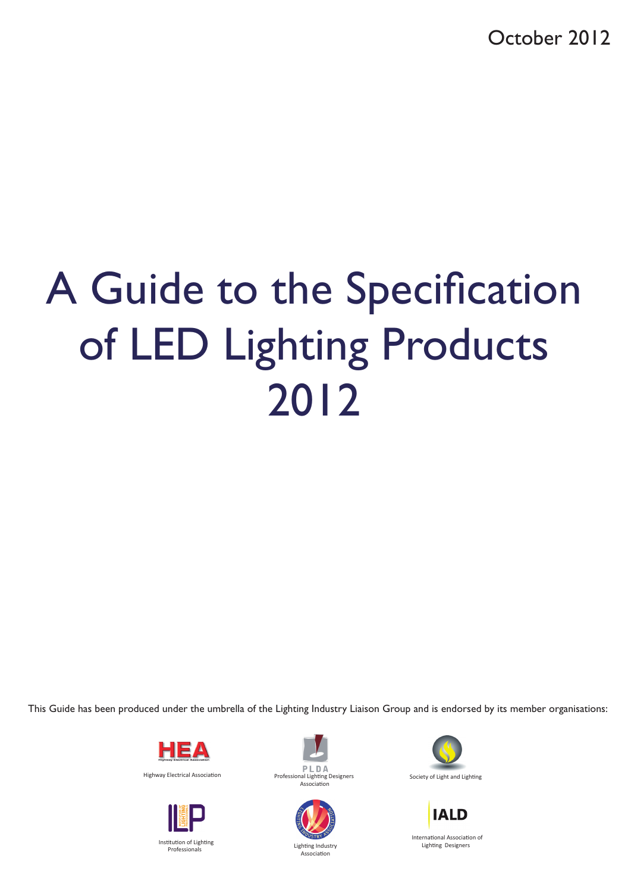October 2012

# A Guide to the Specification of LED Lighting Products 2012

This Guide has been produced under the umbrella of the Lighting Industry Liaison Group and is endorsed by its member organisations:

Highway Electrical Association

Professional Lighting Designers Association

Society of Light and Lighting

Institution of Lighting Professionals

Lighting Industry Association

International Association of Lighting Designers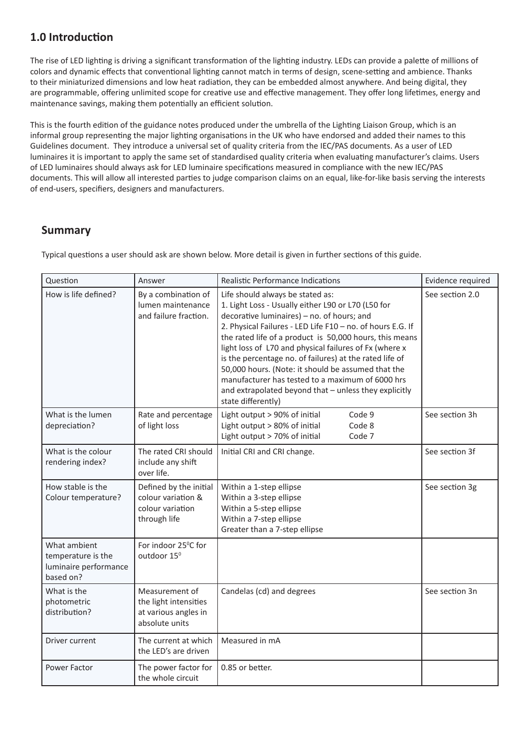## 1.0 Introduction

The rise of LED lighting is driving a significant transformation of the lighting industry. LEDs can provide a palette of millions of colors and dynamic effects that conventional lighting cannot match in terms of design, scene-setting and ambience. Thanks to their miniaturized dimensions and low heat radiation, they can be embedded almost anywhere. And being digital, they are programmable, offering unlimited scope for creative use and effective management. They offer long lifetimes, energy and maintenance savings, making them potentially an efficient solution.

This is the fourth edition of the guidance notes produced under the umbrella of the Lighting Liaison Group, which is an informal group representing the major lighting organisations in the UK who have endorsed and added their names to this Guidelines document. They introduce a universal set of quality criteria from the IEC/PAS documents. As a user of LED luminaires it is important to apply the same set of standardised quality criteria when evaluating manufacturer's claims. Users of LED luminaires should always ask for LED luminaire specifications measured in compliance with the new IEC/PAS documents. This will allow all interested parties to judge comparison claims on an equal, like-for-like basis serving the interests of end-users, specifiers, designers and manufacturers.

## Summary

Typical questions a user should ask are shown below. More detail is given in further sections of this guide.

| Question | Answer | Realistic Performance Indications | Evidence required |
|---|---|---|---|
| How is life defined? | By a combination of lumen maintenance and failure fraction. | Life should always be stated as:<br>1. Light Loss - Usually either L90 or L70 (L50 for decorative luminaires) – no. of hours; and<br>2. Physical Failures - LED Life F10 – no. of hours E.G. If the rated life of a product is 50,000 hours, this means light loss of L70 and physical failures of Fx (where x is the percentage no. of failures) at the rated life of 50,000 hours. (Note: it should be assumed that the manufacturer has tested to a maximum of 6000 hrs and extrapolated beyond that – unless they explicitly state differently) | See section 2.0 |
| What is the lumen depreciation? | Rate and percentage of light loss | Light output > 90% of initial Code 9<br>Light output > 80% of initial Code 8<br>Light output > 70% of initial Code 7 | See section 3h |
| What is the colour rendering index? | The rated CRI should include any shift over life. | Initial CRI and CRI change. | See section 3f |
| How stable is the Colour temperature? | Defined by the initial colour variation & colour variation through life | Within a 1-step ellipse<br>Within a 3-step ellipse<br>Within a 5-step ellipse<br>Within a 7-step ellipse<br>Greater than a 7-step ellipse | See section 3g |
| What ambient temperature is the luminaire performance based on? | For indoor 25°C for outdoor 15° | | |
| What is the photometric distribution? | Measurement of the light intensities at various angles in absolute units | Candelas (cd) and degrees | See section 3n |
| Driver current | The current at which the LED's are driven | Measured in mA | |
| Power Factor | The power factor for the whole circuit | 0.85 or better. | |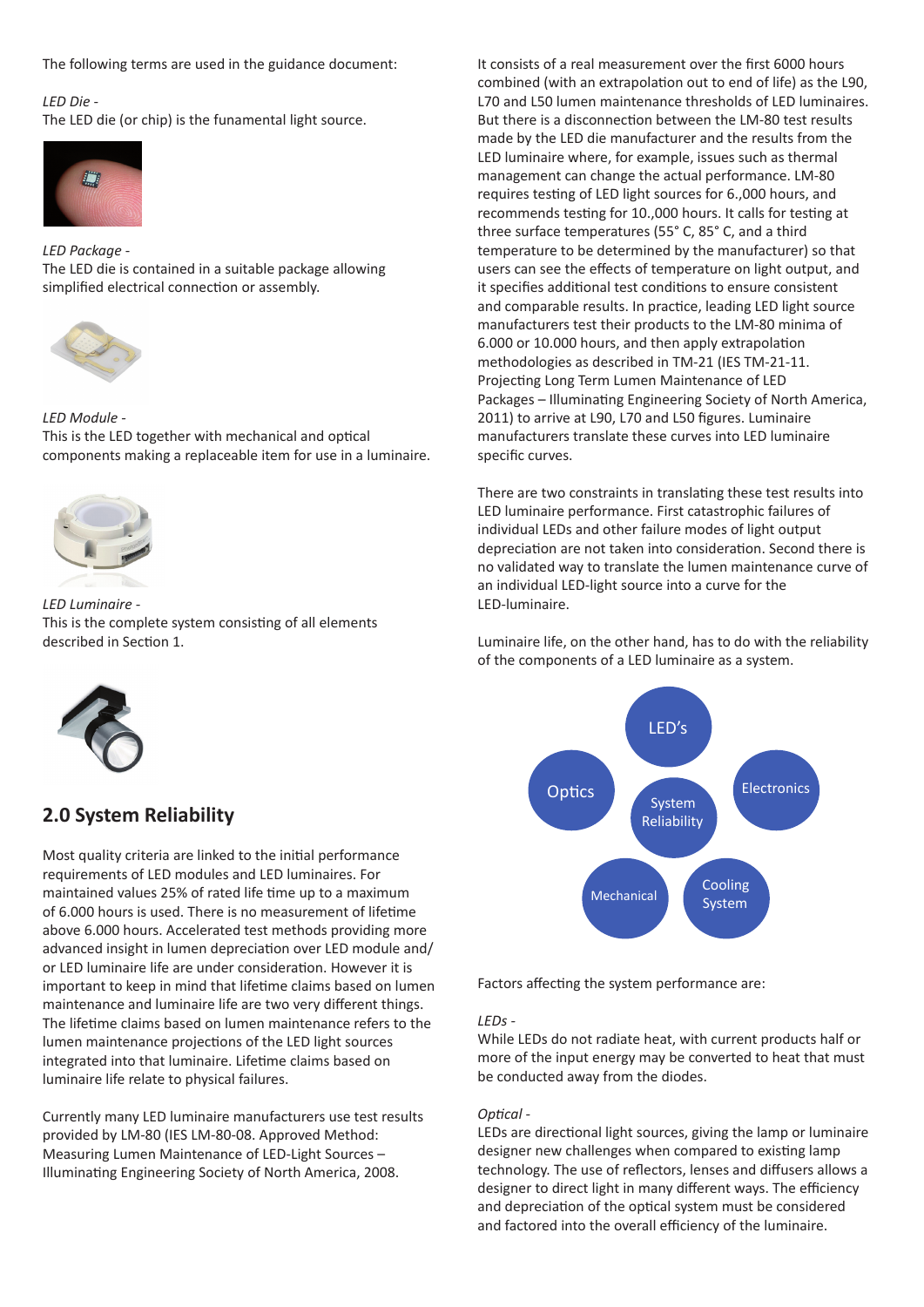The following terms are used in the guidance document:

*LED Die -*
The LED die (or chip) is the funamental light source.

*LED Package -*
The LED die is contained in a suitable package allowing simplified electrical connection or assembly.

*LED Module -*
This is the LED together with mechanical and optical components making a replaceable item for use in a luminaire.

*LED Luminaire -*
This is the complete system consisting of all elements described in Section 1.

## 2.0 System Reliability

Most quality criteria are linked to the initial performance requirements of LED modules and LED luminaires. For maintained values 25% of rated life time up to a maximum of 6.000 hours is used. There is no measurement of lifetime above 6.000 hours. Accelerated test methods providing more advanced insight in lumen depreciation over LED module and/ or LED luminaire life are under consideration. However it is important to keep in mind that lifetime claims based on lumen maintenance and luminaire life are two very different things. The lifetime claims based on lumen maintenance refers to the lumen maintenance projections of the LED light sources integrated into that luminaire. Lifetime claims based on luminaire life relate to physical failures.

Currently many LED luminaire manufacturers use test results provided by LM-80 (IES LM-80-08. Approved Method: Measuring Lumen Maintenance of LED-Light Sources – Illuminating Engineering Society of North America, 2008. It consists of a real measurement over the first 6000 hours combined (with an extrapolation out to end of life) as the L90, L70 and L50 lumen maintenance thresholds of LED luminaires. But there is a disconnection between the LM-80 test results made by the LED die manufacturer and the results from the LED luminaire where, for example, issues such as thermal management can change the actual performance. LM-80 requires testing of LED light sources for 6.,000 hours, and recommends testing for 10.,000 hours. It calls for testing at three surface temperatures (55° C, 85° C, and a third temperature to be determined by the manufacturer) so that users can see the effects of temperature on light output, and it specifies additional test conditions to ensure consistent and comparable results. In practice, leading LED light source manufacturers test their products to the LM-80 minima of 6.000 or 10.000 hours, and then apply extrapolation methodologies as described in TM-21 (IES TM-21-11. Projecting Long Term Lumen Maintenance of LED Packages – Illuminating Engineering Society of North America, 2011) to arrive at L90, L70 and L50 figures. Luminaire manufacturers translate these curves into LED luminaire specific curves.

There are two constraints in translating these test results into LED luminaire performance. First catastrophic failures of individual LEDs and other failure modes of light output depreciation are not taken into consideration. Second there is no validated way to translate the lumen maintenance curve of an individual LED-light source into a curve for the LED-luminaire.

Luminaire life, on the other hand, has to do with the reliability of the components of a LED luminaire as a system.

System Reliability: LED's, Electronics, Cooling System, Mechanical, Optics

Factors affecting the system performance are:

*LEDs -*
While LEDs do not radiate heat, with current products half or more of the input energy may be converted to heat that must be conducted away from the diodes.

*Optical -*
LEDs are directional light sources, giving the lamp or luminaire designer new challenges when compared to existing lamp technology. The use of reflectors, lenses and diffusers allows a designer to direct light in many different ways. The efficiency and depreciation of the optical system must be considered and factored into the overall efficiency of the luminaire.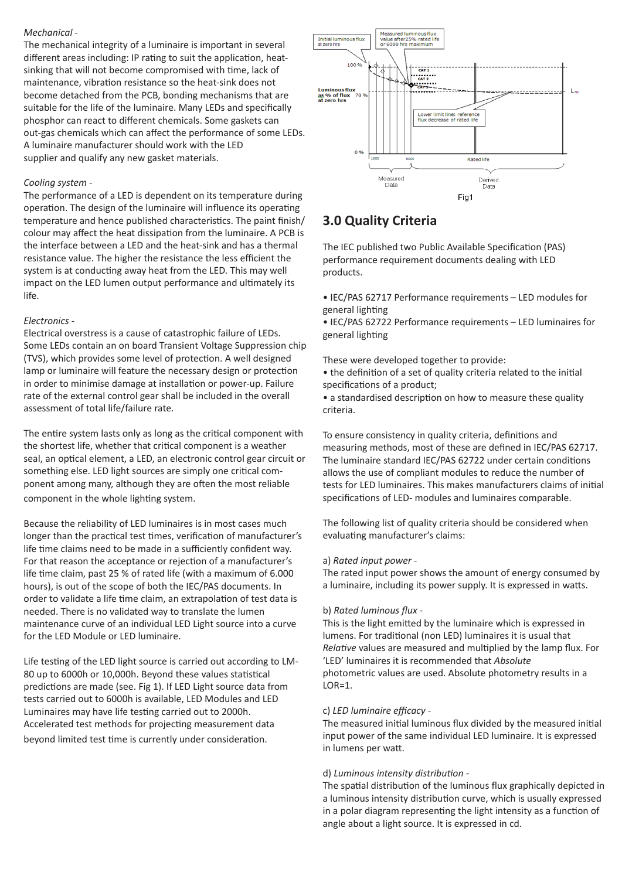*Mechanical -*
The mechanical integrity of a luminaire is important in several different areas including: IP rating to suit the application, heat-sinking that will not become compromised with time, lack of maintenance, vibration resistance so the heat-sink does not become detached from the PCB, bonding mechanisms that are suitable for the life of the luminaire. Many LEDs and specifically phosphor can react to different chemicals. Some gaskets can out-gas chemicals which can affect the performance of some LEDs. A luminaire manufacturer should work with the LED supplier and qualify any new gasket materials.

*Cooling system -*
The performance of a LED is dependent on its temperature during operation. The design of the luminaire will influence its operating temperature and hence published characteristics. The paint finish/ colour may affect the heat dissipation from the luminaire. A PCB is the interface between a LED and the heat-sink and has a thermal resistance value. The higher the resistance the less efficient the system is at conducting away heat from the LED. This may well impact on the LED lumen output performance and ultimately its life.

*Electronics -*
Electrical overstress is a cause of catastrophic failure of LEDs. Some LEDs contain an on board Transient Voltage Suppression chip (TVS), which provides some level of protection. A well designed lamp or luminaire will feature the necessary design or protection in order to minimise damage at installation or power-up. Failure rate of the external control gear shall be included in the overall assessment of total life/failure rate.

The entire system lasts only as long as the critical component with the shortest life, whether that critical component is a weather seal, an optical element, a LED, an electronic control gear circuit or something else. LED light sources are simply one critical component among many, although they are often the most reliable component in the whole lighting system.

Because the reliability of LED luminaires is in most cases much longer than the practical test times, verification of manufacturer's life time claims need to be made in a sufficiently confident way. For that reason the acceptance or rejection of a manufacturer's life time claim, past 25 % of rated life (with a maximum of 6.000 hours), is out of the scope of both the IEC/PAS documents. In order to validate a life time claim, an extrapolation of test data is needed. There is no validated way to translate the lumen maintenance curve of an individual LED Light source into a curve for the LED Module or LED luminaire.

Life testing of the LED light source is carried out according to LM-80 up to 6000h or 10,000h. Beyond these values statistical predictions are made (see. Fig 1). If LED Light source data from tests carried out to 6000h is available, LED Modules and LED Luminaires may have life testing carried out to 2000h. Accelerated test methods for projecting measurement data beyond limited test time is currently under consideration.

Fig1

## 3.0 Quality Criteria

The IEC published two Public Available Specification (PAS) performance requirement documents dealing with LED products.

- IEC/PAS 62717 Performance requirements – LED modules for general lighting
- IEC/PAS 62722 Performance requirements – LED luminaires for general lighting

These were developed together to provide:
- the definition of a set of quality criteria related to the initial specifications of a product;
- a standardised description on how to measure these quality criteria.

To ensure consistency in quality criteria, definitions and measuring methods, most of these are defined in IEC/PAS 62717. The luminaire standard IEC/PAS 62722 under certain conditions allows the use of compliant modules to reduce the number of tests for LED luminaires. This makes manufacturers claims of initial specifications of LED- modules and luminaires comparable.

The following list of quality criteria should be considered when evaluating manufacturer's claims:

a) *Rated input power -*
The rated input power shows the amount of energy consumed by a luminaire, including its power supply. It is expressed in watts.

b) *Rated luminous flux -*
This is the light emitted by the luminaire which is expressed in lumens. For traditional (non LED) luminaires it is usual that *Relative* values are measured and multiplied by the lamp flux. For 'LED' luminaires it is recommended that *Absolute* photometric values are used. Absolute photometry results in a LOR=1.

c) *LED luminaire efficacy -*
The measured initial luminous flux divided by the measured initial input power of the same individual LED luminaire. It is expressed in lumens per watt.

d) *Luminous intensity distribution -*
The spatial distribution of the luminous flux graphically depicted in a luminous intensity distribution curve, which is usually expressed in a polar diagram representing the light intensity as a function of angle about a light source. It is expressed in cd.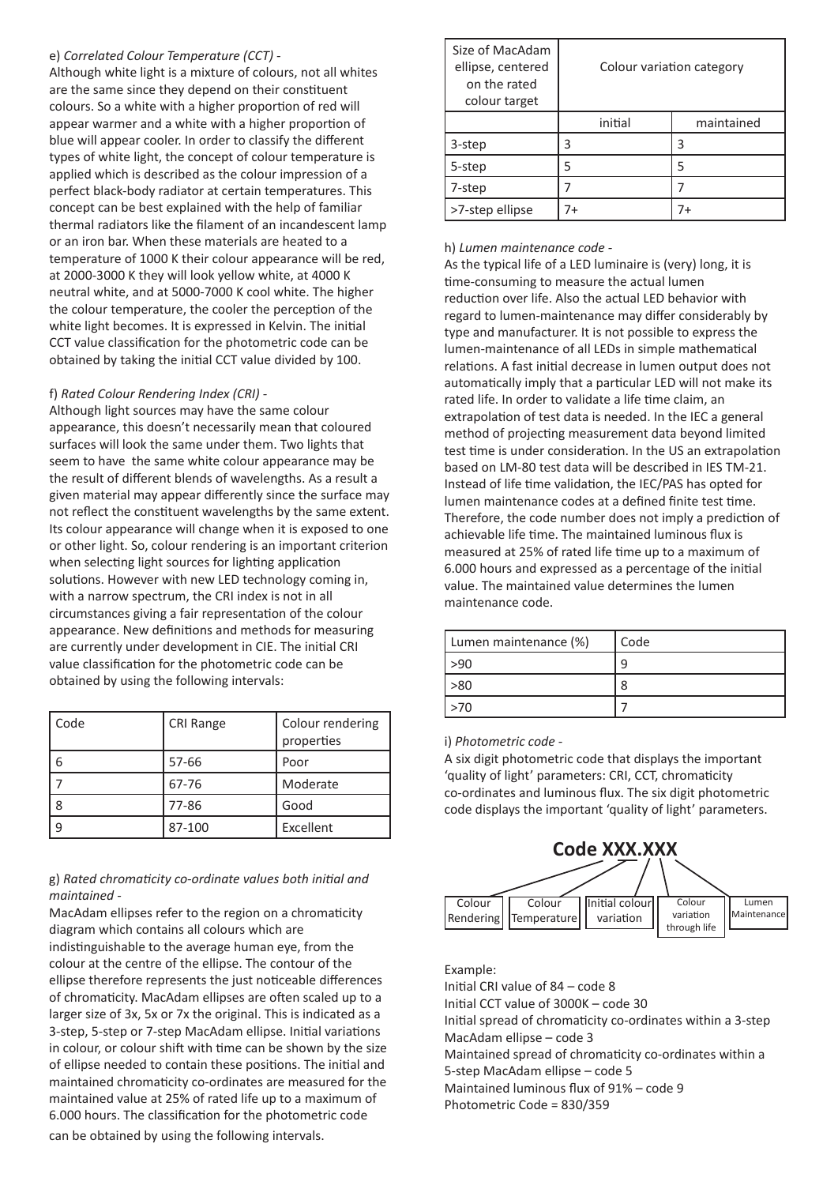e) *Correlated Colour Temperature (CCT)* -

Although white light is a mixture of colours, not all whites are the same since they depend on their constituent colours. So a white with a higher proportion of red will appear warmer and a white with a higher proportion of blue will appear cooler. In order to classify the different types of white light, the concept of colour temperature is applied which is described as the colour impression of a perfect black-body radiator at certain temperatures. This concept can be best explained with the help of familiar thermal radiators like the filament of an incandescent lamp or an iron bar. When these materials are heated to a temperature of 1000 K their colour appearance will be red, at 2000-3000 K they will look yellow white, at 4000 K neutral white, and at 5000-7000 K cool white. The higher the colour temperature, the cooler the perception of the white light becomes. It is expressed in Kelvin. The initial CCT value classification for the photometric code can be obtained by taking the initial CCT value divided by 100.

f) *Rated Colour Rendering Index (CRI)* -

Although light sources may have the same colour appearance, this doesn't necessarily mean that coloured surfaces will look the same under them. Two lights that seem to have the same white colour appearance may be the result of different blends of wavelengths. As a result a given material may appear differently since the surface may not reflect the constituent wavelengths by the same extent. Its colour appearance will change when it is exposed to one or other light. So, colour rendering is an important criterion when selecting light sources for lighting application solutions. However with new LED technology coming in, with a narrow spectrum, the CRI index is not in all circumstances giving a fair representation of the colour appearance. New definitions and methods for measuring are currently under development in CIE. The initial CRI value classification for the photometric code can be obtained by using the following intervals:

| Code | CRI Range | Colour rendering properties |
|---|---|---|
| 6 | 57-66 | Poor |
| 7 | 67-76 | Moderate |
| 8 | 77-86 | Good |
| 9 | 87-100 | Excellent |

g) *Rated chromaticity co-ordinate values both initial and maintained* -

MacAdam ellipses refer to the region on a chromaticity diagram which contains all colours which are indistinguishable to the average human eye, from the colour at the centre of the ellipse. The contour of the ellipse therefore represents the just noticeable differences of chromaticity. MacAdam ellipses are often scaled up to a larger size of 3x, 5x or 7x the original. This is indicated as a 3-step, 5-step or 7-step MacAdam ellipse. Initial variations in colour, or colour shift with time can be shown by the size of ellipse needed to contain these positions. The initial and maintained chromaticity co-ordinates are measured for the maintained value at 25% of rated life up to a maximum of 6.000 hours. The classification for the photometric code can be obtained by using the following intervals.

| Size of MacAdam ellipse, centered on the rated colour target | Colour variation category | |
|---|---|---|
| | initial | maintained |
| 3-step | 3 | 3 |
| 5-step | 5 | 5 |
| 7-step | 7 | 7 |
| >7-step ellipse | 7+ | 7+ |

h) *Lumen maintenance code* -

As the typical life of a LED luminaire is (very) long, it is time-consuming to measure the actual lumen reduction over life. Also the actual LED behavior with regard to lumen-maintenance may differ considerably by type and manufacturer. It is not possible to express the lumen-maintenance of all LEDs in simple mathematical relations. A fast initial decrease in lumen output does not automatically imply that a particular LED will not make its rated life. In order to validate a life time claim, an extrapolation of test data is needed. In the IEC a general method of projecting measurement data beyond limited test time is under consideration. In the US an extrapolation based on LM-80 test data will be described in IES TM-21. Instead of life time validation, the IEC/PAS has opted for lumen maintenance codes at a defined finite test time. Therefore, the code number does not imply a prediction of achievable life time. The maintained luminous flux is measured at 25% of rated life time up to a maximum of 6.000 hours and expressed as a percentage of the initial value. The maintained value determines the lumen maintenance code.

| Lumen maintenance (%) | Code |
|---|---|
| >90 | 9 |
| >80 | 8 |
| >70 | 7 |

i) *Photometric code* -

A six digit photometric code that displays the important 'quality of light' parameters: CRI, CCT, chromaticity co-ordinates and luminous flux. The six digit photometric code displays the important 'quality of light' parameters.

**Code XXX.XXX**

Colour Rendering | Colour Temperature | Initial colour variation | Colour variation through life | Lumen Maintenance

Example:
Initial CRI value of 84 – code 8
Initial CCT value of 3000K – code 30
Initial spread of chromaticity co-ordinates within a 3-step MacAdam ellipse – code 3
Maintained spread of chromaticity co-ordinates within a 5-step MacAdam ellipse – code 5
Maintained luminous flux of 91% – code 9
Photometric Code = 830/359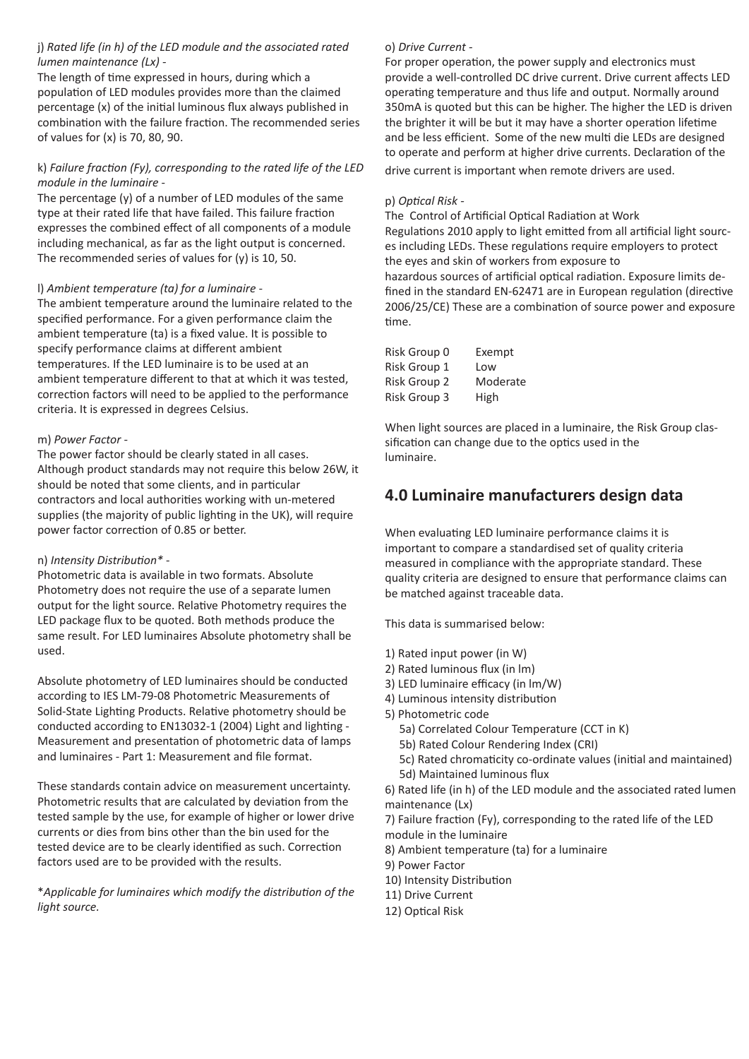j) *Rated life (in h) of the LED module and the associated rated lumen maintenance (Lx)* -

The length of time expressed in hours, during which a population of LED modules provides more than the claimed percentage (x) of the initial luminous flux always published in combination with the failure fraction. The recommended series of values for (x) is 70, 80, 90.

k) *Failure fraction (Fy), corresponding to the rated life of the LED module in the luminaire* -

The percentage (y) of a number of LED modules of the same type at their rated life that have failed. This failure fraction expresses the combined effect of all components of a module including mechanical, as far as the light output is concerned. The recommended series of values for (y) is 10, 50.

l) *Ambient temperature (ta) for a luminaire* -

The ambient temperature around the luminaire related to the specified performance. For a given performance claim the ambient temperature (ta) is a fixed value. It is possible to specify performance claims at different ambient temperatures. If the LED luminaire is to be used at an ambient temperature different to that at which it was tested, correction factors will need to be applied to the performance criteria. It is expressed in degrees Celsius.

m) *Power Factor* -

The power factor should be clearly stated in all cases. Although product standards may not require this below 26W, it should be noted that some clients, and in particular contractors and local authorities working with un-metered supplies (the majority of public lighting in the UK), will require power factor correction of 0.85 or better.

n) *Intensity Distribution** -

Photometric data is available in two formats. Absolute Photometry does not require the use of a separate lumen output for the light source. Relative Photometry requires the LED package flux to be quoted. Both methods produce the same result. For LED luminaires Absolute photometry shall be used.

Absolute photometry of LED luminaires should be conducted according to IES LM-79-08 Photometric Measurements of Solid-State Lighting Products. Relative photometry should be conducted according to EN13032-1 (2004) Light and lighting - Measurement and presentation of photometric data of lamps and luminaires - Part 1: Measurement and file format.

These standards contain advice on measurement uncertainty. Photometric results that are calculated by deviation from the tested sample by the use, for example of higher or lower drive currents or dies from bins other than the bin used for the tested device are to be clearly identified as such. Correction factors used are to be provided with the results.

**Applicable for luminaires which modify the distribution of the light source.*

o) *Drive Current* -

For proper operation, the power supply and electronics must provide a well-controlled DC drive current. Drive current affects LED operating temperature and thus life and output. Normally around 350mA is quoted but this can be higher. The higher the LED is driven the brighter it will be but it may have a shorter operation lifetime and be less efficient. Some of the new multi die LEDs are designed to operate and perform at higher drive currents. Declaration of the drive current is important when remote drivers are used.

p) *Optical Risk* -

The Control of Artificial Optical Radiation at Work Regulations 2010 apply to light emitted from all artificial light sources including LEDs. These regulations require employers to protect the eyes and skin of workers from exposure to hazardous sources of artificial optical radiation. Exposure limits defined in the standard EN-62471 are in European regulation (directive 2006/25/CE) These are a combination of source power and exposure time.

| | |
|---|---|
| Risk Group 0 | Exempt |
| Risk Group 1 | Low |
| Risk Group 2 | Moderate |
| Risk Group 3 | High |

When light sources are placed in a luminaire, the Risk Group classification can change due to the optics used in the luminaire.

## 4.0 Luminaire manufacturers design data

When evaluating LED luminaire performance claims it is important to compare a standardised set of quality criteria measured in compliance with the appropriate standard. These quality criteria are designed to ensure that performance claims can be matched against traceable data.

This data is summarised below:

1) Rated input power (in W)
2) Rated luminous flux (in lm)
3) LED luminaire efficacy (in lm/W)
4) Luminous intensity distribution
5) Photometric code
   - 5a) Correlated Colour Temperature (CCT in K)
   - 5b) Rated Colour Rendering Index (CRI)
   - 5c) Rated chromaticity co-ordinate values (initial and maintained)
   - 5d) Maintained luminous flux
6) Rated life (in h) of the LED module and the associated rated lumen maintenance (Lx)
7) Failure fraction (Fy), corresponding to the rated life of the LED module in the luminaire
8) Ambient temperature (ta) for a luminaire
9) Power Factor
10) Intensity Distribution
11) Drive Current
12) Optical Risk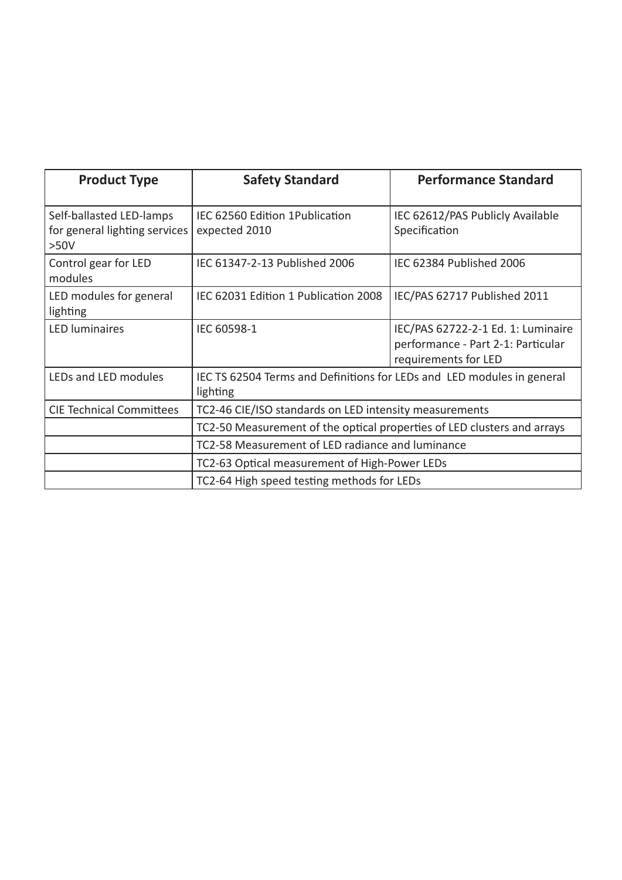| Product Type | Safety Standard | Performance Standard |
|---|---|---|
| Self-ballasted LED-lamps for general lighting services >50V | IEC 62560 Edition 1Publication expected 2010 | IEC 62612/PAS Publicly Available Specification |
| Control gear for LED modules | IEC 61347-2-13 Published 2006 | IEC 62384 Published 2006 |
| LED modules for general lighting | IEC 62031 Edition 1 Publication 2008 | IEC/PAS 62717 Published 2011 |
| LED luminaires | IEC 60598-1 | IEC/PAS 62722-2-1 Ed. 1: Luminaire performance - Part 2-1: Particular requirements for LED |
| LEDs and LED modules | IEC TS 62504 Terms and Definitions for LEDs and LED modules in general lighting | |
| CIE Technical Committees | TC2-46 CIE/ISO standards on LED intensity measurements | |
| | TC2-50 Measurement of the optical properties of LED clusters and arrays | |
| | TC2-58 Measurement of LED radiance and luminance | |
| | TC2-63 Optical measurement of High-Power LEDs | |
| | TC2-64 High speed testing methods for LEDs | |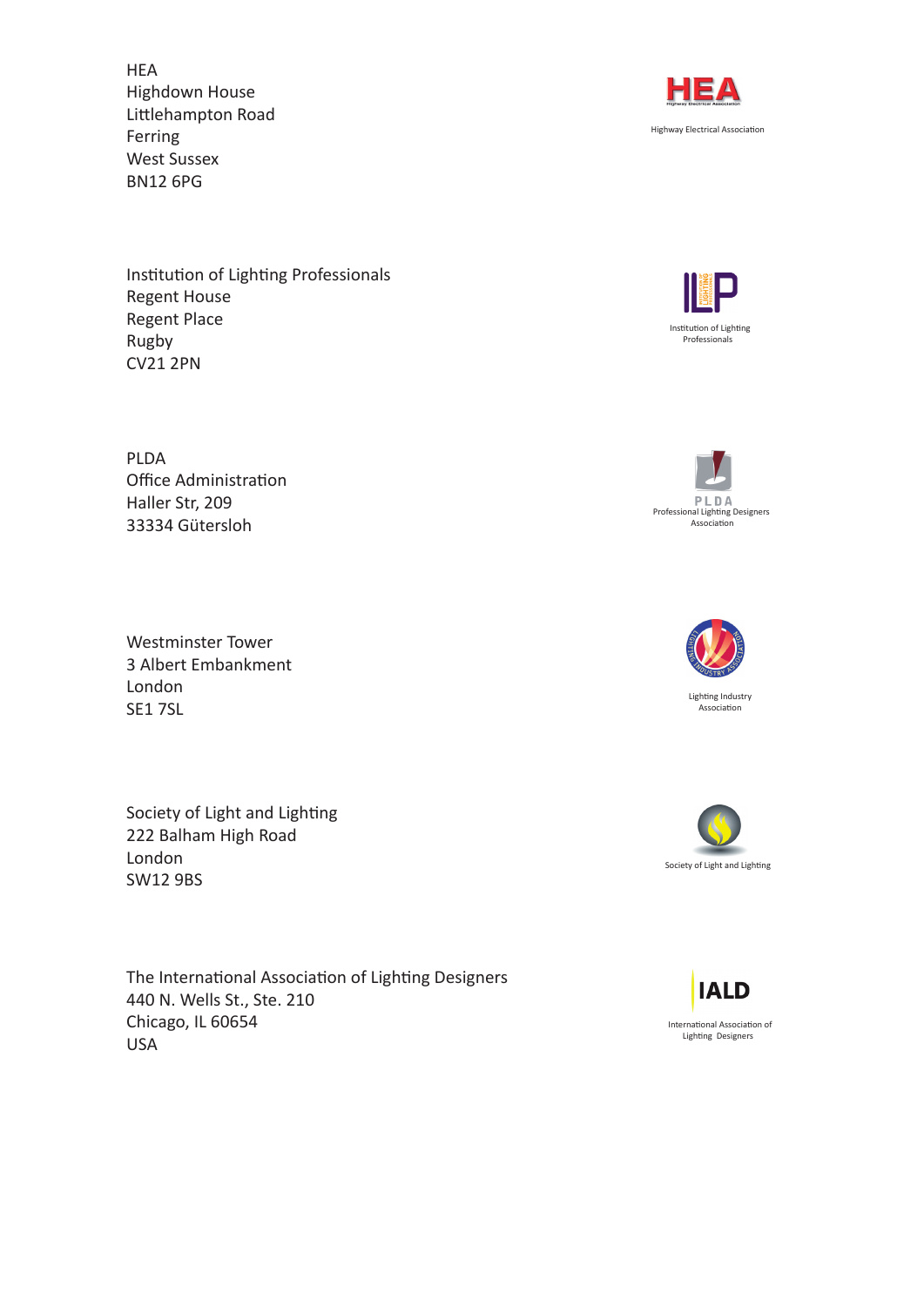HEA
Highdown House
Littlehampton Road
Ferring
West Sussex
BN12 6PG

Highway Electrical Association

Institution of Lighting Professionals
Regent House
Regent Place
Rugby
CV21 2PN

Institution of Lighting Professionals

PLDA
Office Administration
Haller Str, 209
33334 Gütersloh

Professional Lighting Designers Association

Westminster Tower
3 Albert Embankment
London
SE1 7SL

Lighting Industry Association

Society of Light and Lighting
222 Balham High Road
London
SW12 9BS

Society of Light and Lighting

The International Association of Lighting Designers
440 N. Wells St., Ste. 210
Chicago, IL 60654
USA

International Association of Lighting Designers